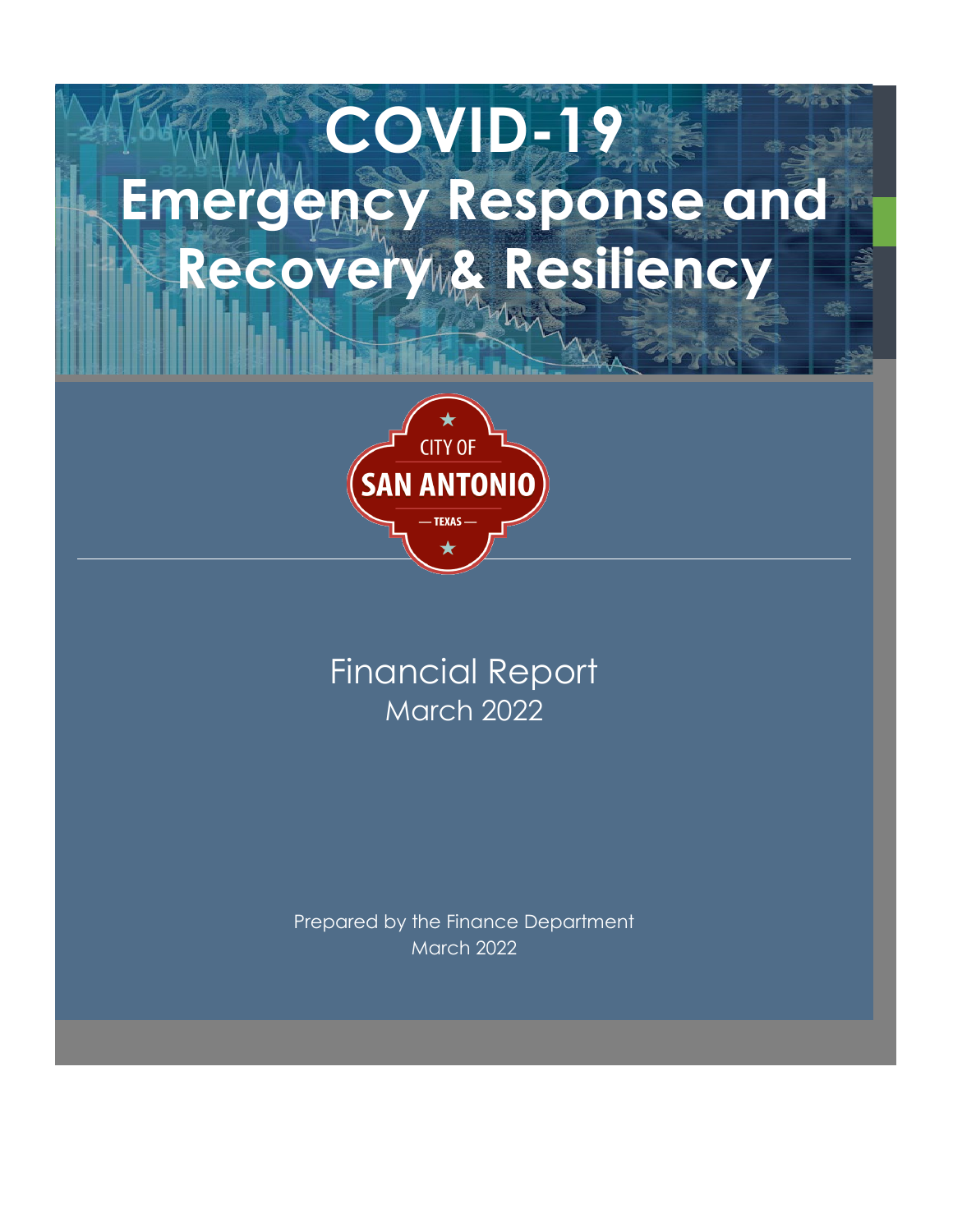# COVID-19 Emergency Response and Recovery & Resiliency

CITY OF
SAN ANTONIO
— TEXAS —

Financial Report
March 2022

Prepared by the Finance Department
March 2022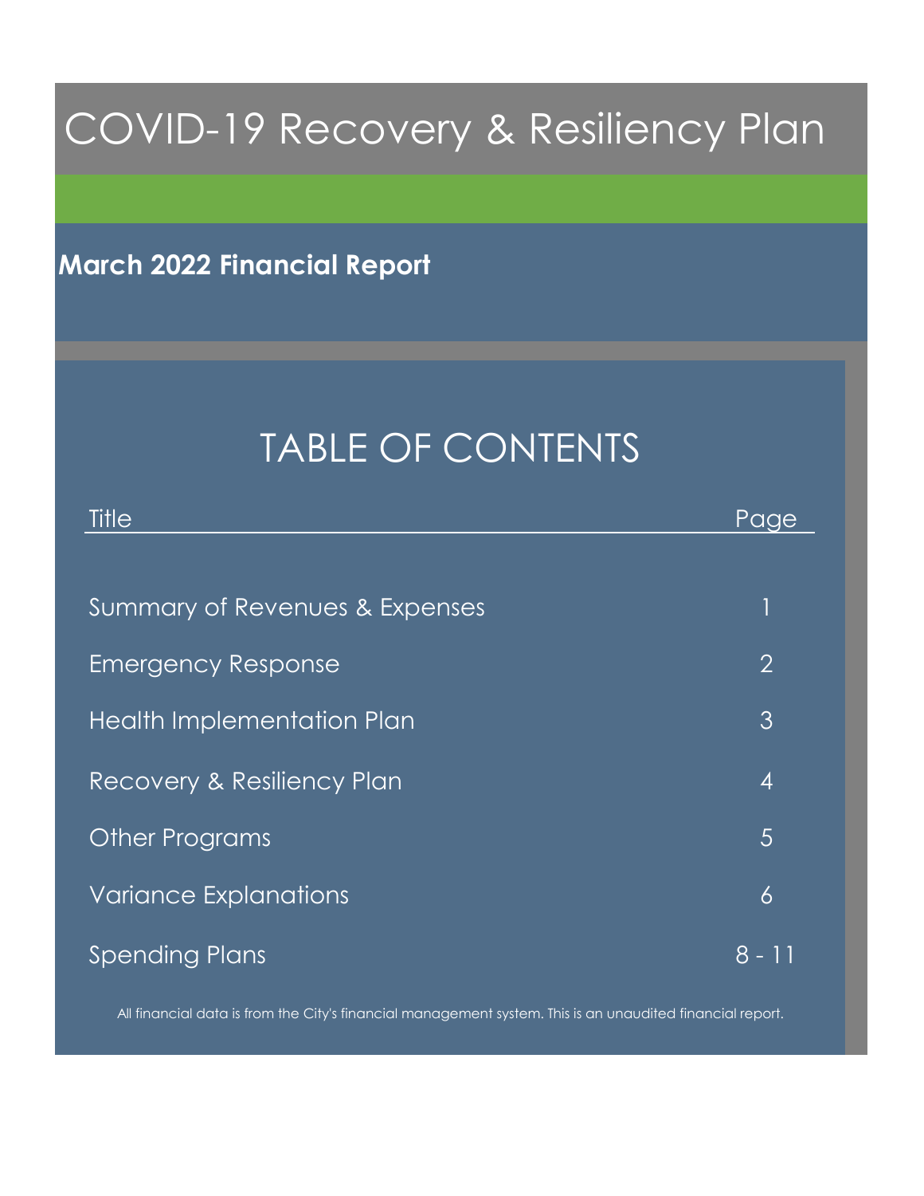# COVID-19 Recovery & Resiliency Plan

## March 2022 Financial Report

## TABLE OF CONTENTS

| Title | Page |
|---|---|
| Summary of Revenues & Expenses | 1 |
| Emergency Response | 2 |
| Health Implementation Plan | 3 |
| Recovery & Resiliency Plan | 4 |
| Other Programs | 5 |
| Variance Explanations | 6 |
| Spending Plans | 8 - 11 |

All financial data is from the City's financial management system. This is an unaudited financial report.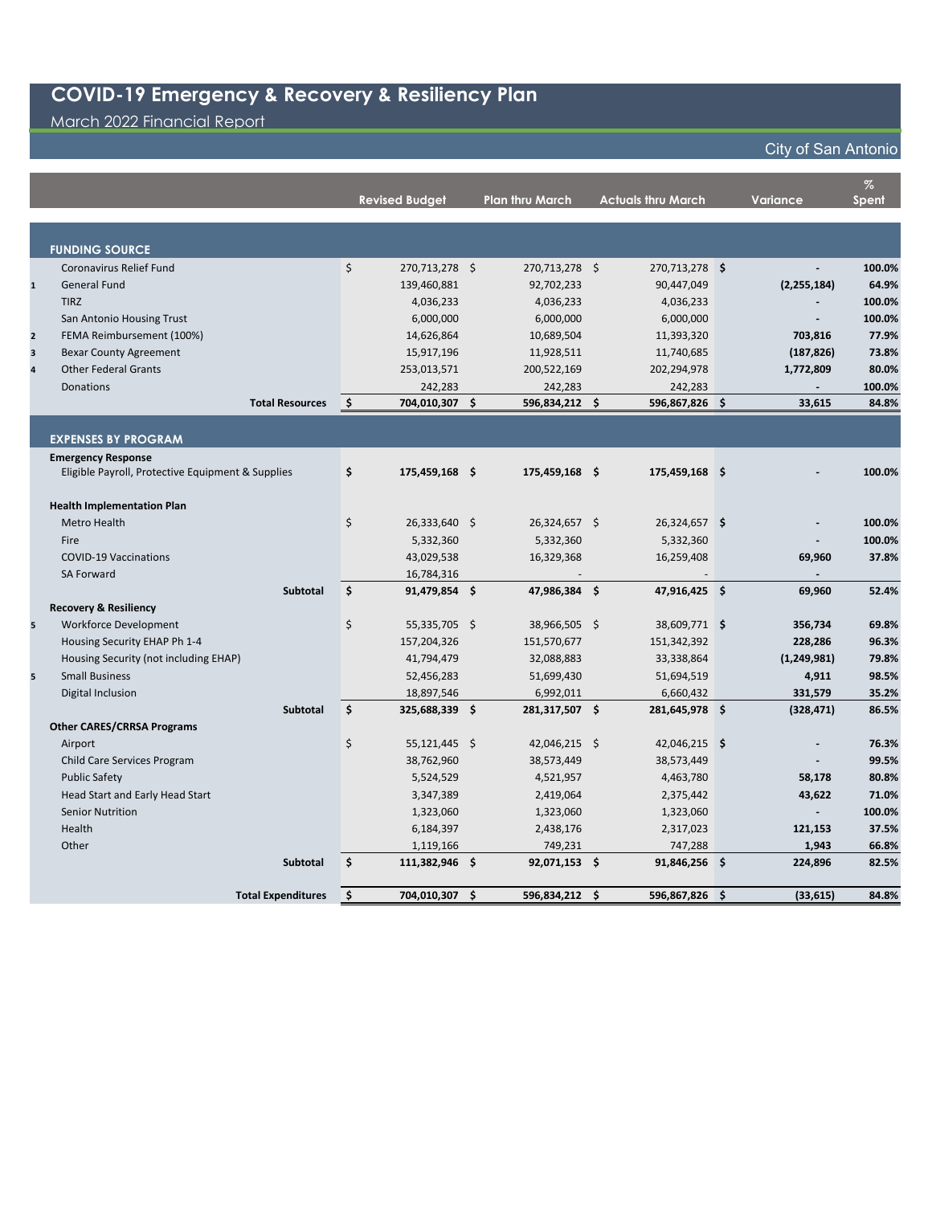# COVID-19 Emergency & Recovery & Resiliency Plan

March 2022 Financial Report

City of San Antonio

| | | Revised Budget | Plan thru March | Actuals thru March | Variance | % Spent |
|---|---|---|---|---|---|---|
| | **FUNDING SOURCE** | | | | | |
| | Coronavirus Relief Fund | $ 270,713,278 | $ 270,713,278 | $ 270,713,278 | $ - | 100.0% |
| 1 | General Fund | 139,460,881 | 92,702,233 | 90,447,049 | (2,255,184) | 64.9% |
| | TIRZ | 4,036,233 | 4,036,233 | 4,036,233 | - | 100.0% |
| | San Antonio Housing Trust | 6,000,000 | 6,000,000 | 6,000,000 | - | 100.0% |
| 2 | FEMA Reimbursement (100%) | 14,626,864 | 10,689,504 | 11,393,320 | 703,816 | 77.9% |
| 3 | Bexar County Agreement | 15,917,196 | 11,928,511 | 11,740,685 | (187,826) | 73.8% |
| 4 | Other Federal Grants | 253,013,571 | 200,522,169 | 202,294,978 | 1,772,809 | 80.0% |
| | Donations | 242,283 | 242,283 | 242,283 | - | 100.0% |
| | **Total Resources** | **$ 704,010,307** | **$ 596,834,212** | **$ 596,867,826** | **$ 33,615** | **84.8%** |
| | **EXPENSES BY PROGRAM** | | | | | |
| | **Emergency Response** | | | | | |
| | Eligible Payroll, Protective Equipment & Supplies | **$ 175,459,168** | **$ 175,459,168** | **$ 175,459,168** | **$ -** | **100.0%** |
| | **Health Implementation Plan** | | | | | |
| | Metro Health | $ 26,333,640 | $ 26,324,657 | $ 26,324,657 | $ - | 100.0% |
| | Fire | 5,332,360 | 5,332,360 | 5,332,360 | - | 100.0% |
| | COVID-19 Vaccinations | 43,029,538 | 16,329,368 | 16,259,408 | 69,960 | 37.8% |
| | SA Forward | 16,784,316 | - | - | - | |
| | **Subtotal** | **$ 91,479,854** | **$ 47,986,384** | **$ 47,916,425** | **$ 69,960** | **52.4%** |
| | **Recovery & Resiliency** | | | | | |
| 5 | Workforce Development | $ 55,335,705 | $ 38,966,505 | $ 38,609,771 | $ 356,734 | 69.8% |
| | Housing Security EHAP Ph 1-4 | 157,204,326 | 151,570,677 | 151,342,392 | 228,286 | 96.3% |
| | Housing Security (not including EHAP) | 41,794,479 | 32,088,883 | 33,338,864 | (1,249,981) | 79.8% |
| 5 | Small Business | 52,456,283 | 51,699,430 | 51,694,519 | 4,911 | 98.5% |
| | Digital Inclusion | 18,897,546 | 6,992,011 | 6,660,432 | 331,579 | 35.2% |
| | **Subtotal** | **$ 325,688,339** | **$ 281,317,507** | **$ 281,645,978** | **$ (328,471)** | **86.5%** |
| | **Other CARES/CRRSA Programs** | | | | | |
| | Airport | $ 55,121,445 | $ 42,046,215 | $ 42,046,215 | $ - | 76.3% |
| | Child Care Services Program | 38,762,960 | 38,573,449 | 38,573,449 | - | 99.5% |
| | Public Safety | 5,524,529 | 4,521,957 | 4,463,780 | 58,178 | 80.8% |
| | Head Start and Early Head Start | 3,347,389 | 2,419,064 | 2,375,442 | 43,622 | 71.0% |
| | Senior Nutrition | 1,323,060 | 1,323,060 | 1,323,060 | - | 100.0% |
| | Health | 6,184,397 | 2,438,176 | 2,317,023 | 121,153 | 37.5% |
| | Other | 1,119,166 | 749,231 | 747,288 | 1,943 | 66.8% |
| | **Subtotal** | **$ 111,382,946** | **$ 92,071,153** | **$ 91,846,256** | **$ 224,896** | **82.5%** |
| | **Total Expenditures** | **$ 704,010,307** | **$ 596,834,212** | **$ 596,867,826** | **$ (33,615)** | **84.8%** |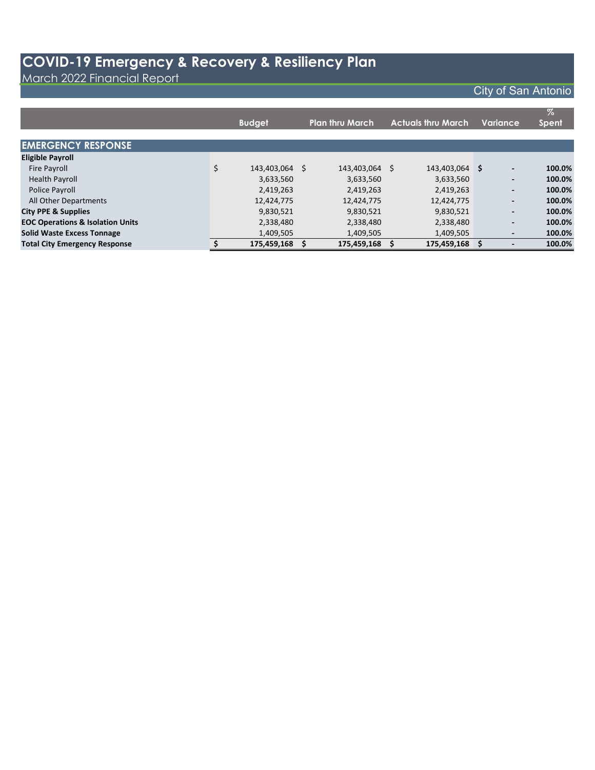# COVID-19 Emergency & Recovery & Resiliency Plan

March 2022 Financial Report

City of San Antonio

| | Budget | Plan thru March | Actuals thru March | Variance | % Spent |
|---|---|---|---|---|---|
| **EMERGENCY RESPONSE** | | | | | |
| **Eligible Payroll** | | | | | |
| Fire Payroll | $ 143,403,064 | $ 143,403,064 | $ 143,403,064 | **$ -** | **100.0%** |
| Health Payroll | 3,633,560 | 3,633,560 | 3,633,560 | **-** | **100.0%** |
| Police Payroll | 2,419,263 | 2,419,263 | 2,419,263 | **-** | **100.0%** |
| All Other Departments | 12,424,775 | 12,424,775 | 12,424,775 | **-** | **100.0%** |
| **City PPE & Supplies** | 9,830,521 | 9,830,521 | 9,830,521 | **-** | **100.0%** |
| **EOC Operations & Isolation Units** | 2,338,480 | 2,338,480 | 2,338,480 | **-** | **100.0%** |
| **Solid Waste Excess Tonnage** | 1,409,505 | 1,409,505 | 1,409,505 | **-** | **100.0%** |
| **Total City Emergency Response** | **$ 175,459,168** | **$ 175,459,168** | **$ 175,459,168** | **$ -** | **100.0%** |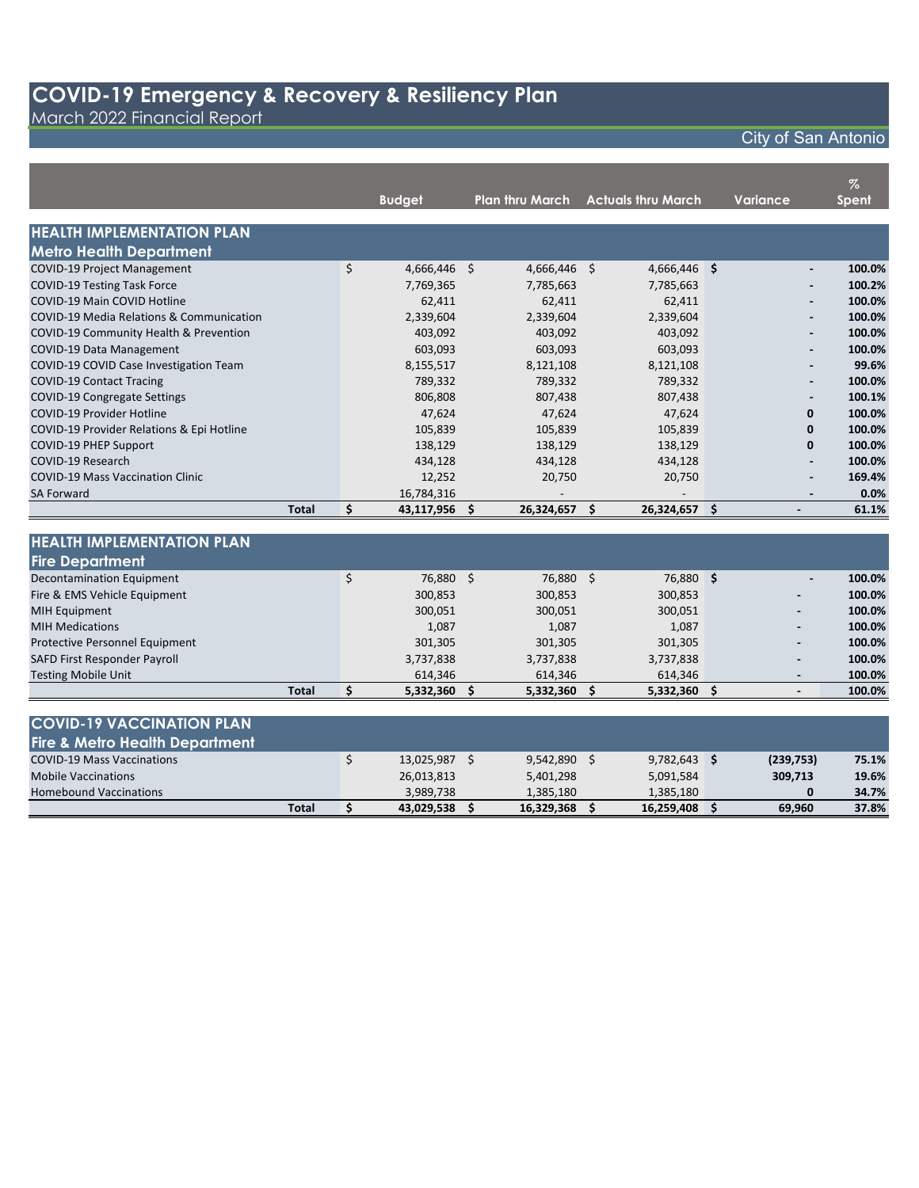# COVID-19 Emergency & Recovery & Resiliency Plan

March 2022 Financial Report

City of San Antonio

| | Budget | Plan thru March | Actuals thru March | Variance | % Spent |
|---|---|---|---|---|---|
| **HEALTH IMPLEMENTATION PLAN** | | | | | |
| **Metro Health Department** | | | | | |
| COVID-19 Project Management | $ 4,666,446 | $ 4,666,446 | $ 4,666,446 | $ - | **100.0%** |
| COVID-19 Testing Task Force | 7,769,365 | 7,785,663 | 7,785,663 | - | **100.2%** |
| COVID-19 Main COVID Hotline | 62,411 | 62,411 | 62,411 | - | **100.0%** |
| COVID-19 Media Relations & Communication | 2,339,604 | 2,339,604 | 2,339,604 | - | **100.0%** |
| COVID-19 Community Health & Prevention | 403,092 | 403,092 | 403,092 | - | **100.0%** |
| COVID-19 Data Management | 603,093 | 603,093 | 603,093 | - | **100.0%** |
| COVID-19 COVID Case Investigation Team | 8,155,517 | 8,121,108 | 8,121,108 | - | **99.6%** |
| COVID-19 Contact Tracing | 789,332 | 789,332 | 789,332 | - | **100.0%** |
| COVID-19 Congregate Settings | 806,808 | 807,438 | 807,438 | - | **100.1%** |
| COVID-19 Provider Hotline | 47,624 | 47,624 | 47,624 | 0 | **100.0%** |
| COVID-19 Provider Relations & Epi Hotline | 105,839 | 105,839 | 105,839 | 0 | **100.0%** |
| COVID-19 PHEP Support | 138,129 | 138,129 | 138,129 | 0 | **100.0%** |
| COVID-19 Research | 434,128 | 434,128 | 434,128 | - | **100.0%** |
| COVID-19 Mass Vaccination Clinic | 12,252 | 20,750 | 20,750 | - | **169.4%** |
| SA Forward | 16,784,316 | - | - | - | **0.0%** |
| **Total** | **$ 43,117,956** | **$ 26,324,657** | **$ 26,324,657** | **$ -** | **61.1%** |
| **HEALTH IMPLEMENTATION PLAN** | | | | | |
| **Fire Department** | | | | | |
| Decontamination Equipment | $ 76,880 | $ 76,880 | $ 76,880 | $ - | **100.0%** |
| Fire & EMS Vehicle Equipment | 300,853 | 300,853 | 300,853 | - | **100.0%** |
| MIH Equipment | 300,051 | 300,051 | 300,051 | - | **100.0%** |
| MIH Medications | 1,087 | 1,087 | 1,087 | - | **100.0%** |
| Protective Personnel Equipment | 301,305 | 301,305 | 301,305 | - | **100.0%** |
| SAFD First Responder Payroll | 3,737,838 | 3,737,838 | 3,737,838 | - | **100.0%** |
| Testing Mobile Unit | 614,346 | 614,346 | 614,346 | - | **100.0%** |
| **Total** | **$ 5,332,360** | **$ 5,332,360** | **$ 5,332,360** | **$ -** | **100.0%** |
| **COVID-19 VACCINATION PLAN** | | | | | |
| **Fire & Metro Health Department** | | | | | |
| COVID-19 Mass Vaccinations | $ 13,025,987 | $ 9,542,890 | $ 9,782,643 | $ (239,753) | **75.1%** |
| Mobile Vaccinations | 26,013,813 | 5,401,298 | 5,091,584 | 309,713 | **19.6%** |
| Homebound Vaccinations | 3,989,738 | 1,385,180 | 1,385,180 | 0 | **34.7%** |
| **Total** | **$ 43,029,538** | **$ 16,329,368** | **$ 16,259,408** | **$ 69,960** | **37.8%** |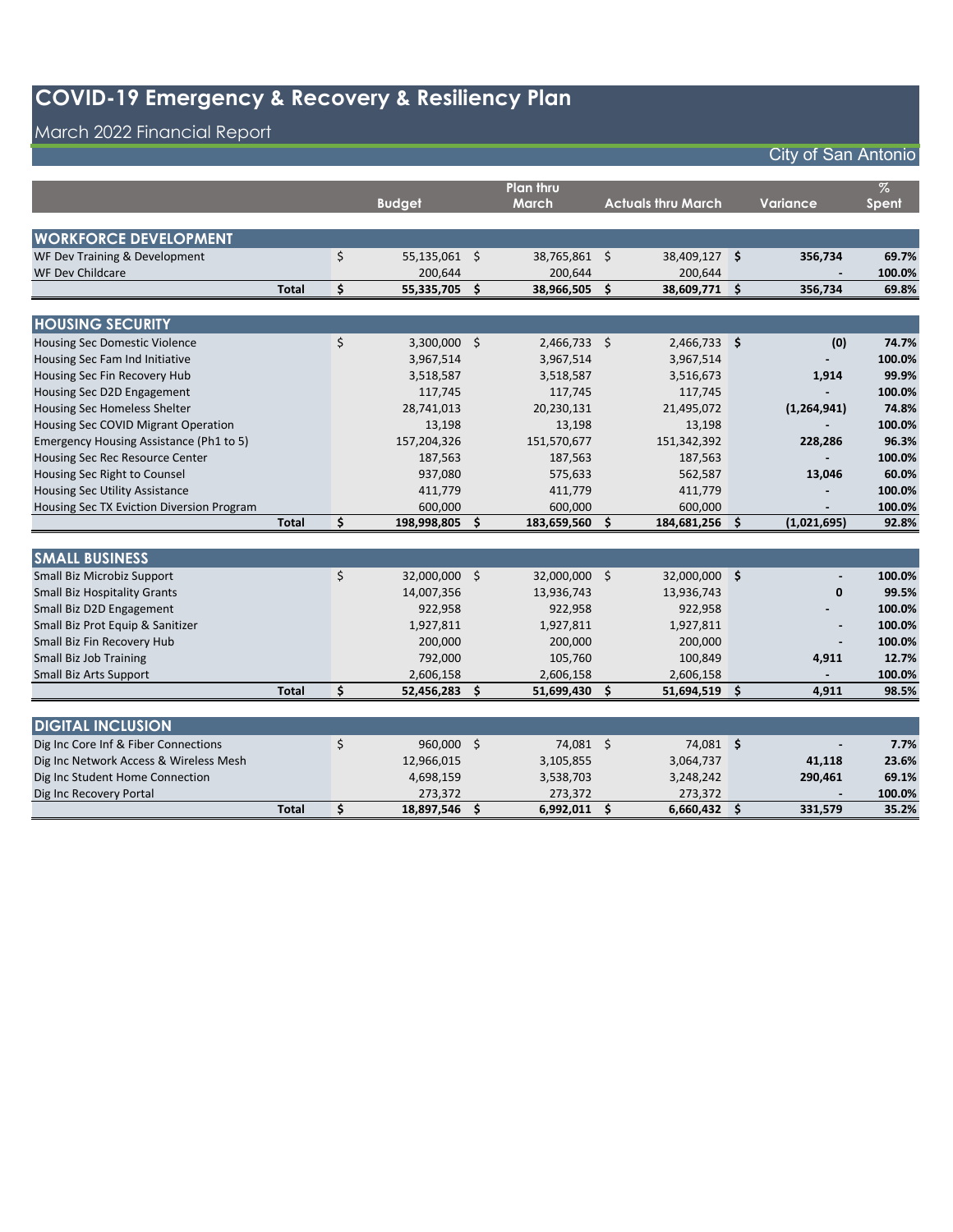# COVID-19 Emergency & Recovery & Resiliency Plan

## March 2022 Financial Report

City of San Antonio

| | Budget | Plan thru March | Actuals thru March | Variance | % Spent |
|---|---|---|---|---|---|
| **WORKFORCE DEVELOPMENT** | | | | | |
| WF Dev Training & Development | $ 55,135,061 | $ 38,765,861 | $ 38,409,127 | **$ 356,734** | **69.7%** |
| WF Dev Childcare | 200,644 | 200,644 | 200,644 | **-** | **100.0%** |
| **Total** | **$ 55,335,705** | **$ 38,966,505** | **$ 38,609,771** | **$ 356,734** | **69.8%** |
| **HOUSING SECURITY** | | | | | |
| Housing Sec Domestic Violence | $ 3,300,000 | $ 2,466,733 | $ 2,466,733 | **$ (0)** | **74.7%** |
| Housing Sec Fam Ind Initiative | 3,967,514 | 3,967,514 | 3,967,514 | **-** | **100.0%** |
| Housing Sec Fin Recovery Hub | 3,518,587 | 3,518,587 | 3,516,673 | **1,914** | **99.9%** |
| Housing Sec D2D Engagement | 117,745 | 117,745 | 117,745 | **-** | **100.0%** |
| Housing Sec Homeless Shelter | 28,741,013 | 20,230,131 | 21,495,072 | **(1,264,941)** | **74.8%** |
| Housing Sec COVID Migrant Operation | 13,198 | 13,198 | 13,198 | **-** | **100.0%** |
| Emergency Housing Assistance (Ph1 to 5) | 157,204,326 | 151,570,677 | 151,342,392 | **228,286** | **96.3%** |
| Housing Sec Rec Resource Center | 187,563 | 187,563 | 187,563 | **-** | **100.0%** |
| Housing Sec Right to Counsel | 937,080 | 575,633 | 562,587 | **13,046** | **60.0%** |
| Housing Sec Utility Assistance | 411,779 | 411,779 | 411,779 | **-** | **100.0%** |
| Housing Sec TX Eviction Diversion Program | 600,000 | 600,000 | 600,000 | **-** | **100.0%** |
| **Total** | **$ 198,998,805** | **$ 183,659,560** | **$ 184,681,256** | **$ (1,021,695)** | **92.8%** |
| **SMALL BUSINESS** | | | | | |
| Small Biz Microbiz Support | $ 32,000,000 | $ 32,000,000 | $ 32,000,000 | **$ -** | **100.0%** |
| Small Biz Hospitality Grants | 14,007,356 | 13,936,743 | 13,936,743 | **0** | **99.5%** |
| Small Biz D2D Engagement | 922,958 | 922,958 | 922,958 | **-** | **100.0%** |
| Small Biz Prot Equip & Sanitizer | 1,927,811 | 1,927,811 | 1,927,811 | **-** | **100.0%** |
| Small Biz Fin Recovery Hub | 200,000 | 200,000 | 200,000 | **-** | **100.0%** |
| Small Biz Job Training | 792,000 | 105,760 | 100,849 | **4,911** | **12.7%** |
| Small Biz Arts Support | 2,606,158 | 2,606,158 | 2,606,158 | **-** | **100.0%** |
| **Total** | **$ 52,456,283** | **$ 51,699,430** | **$ 51,694,519** | **$ 4,911** | **98.5%** |
| **DIGITAL INCLUSION** | | | | | |
| Dig Inc Core Inf & Fiber Connections | $ 960,000 | $ 74,081 | $ 74,081 | **$ -** | **7.7%** |
| Dig Inc Network Access & Wireless Mesh | 12,966,015 | 3,105,855 | 3,064,737 | **41,118** | **23.6%** |
| Dig Inc Student Home Connection | 4,698,159 | 3,538,703 | 3,248,242 | **290,461** | **69.1%** |
| Dig Inc Recovery Portal | 273,372 | 273,372 | 273,372 | **-** | **100.0%** |
| **Total** | **$ 18,897,546** | **$ 6,992,011** | **$ 6,660,432** | **$ 331,579** | **35.2%** |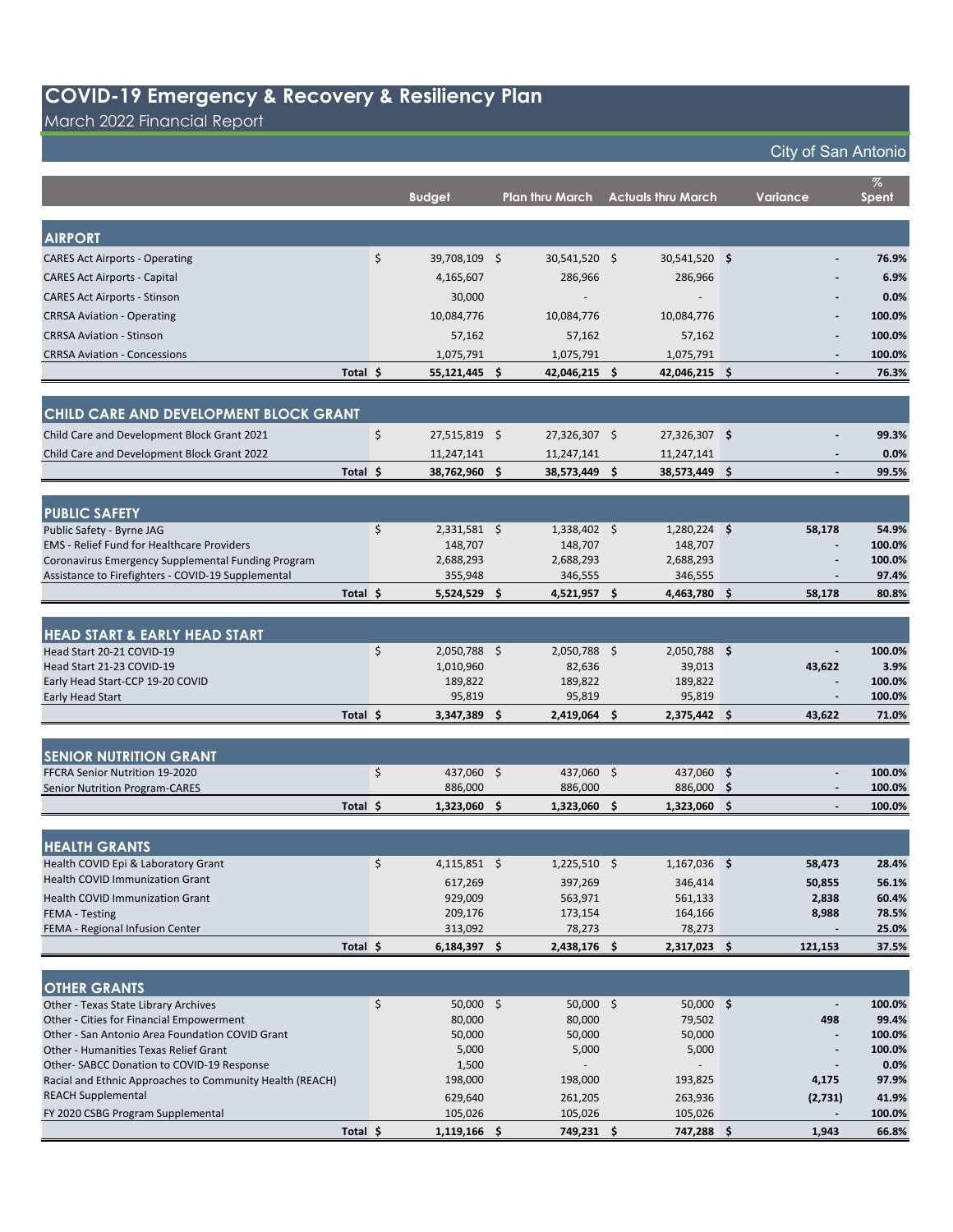# COVID-19 Emergency & Recovery & Resiliency Plan

March 2022 Financial Report

City of San Antonio

| | Budget | Plan thru March | Actuals thru March | Variance | % Spent |
|---|---|---|---|---|---|
| **AIRPORT** | | | | | |
| CARES Act Airports - Operating | $ 39,708,109 | $ 30,541,520 | $ 30,541,520 | $ - | 76.9% |
| CARES Act Airports - Capital | 4,165,607 | 286,966 | 286,966 | - | 6.9% |
| CARES Act Airports - Stinson | 30,000 | - | - | - | 0.0% |
| CRRSA Aviation - Operating | 10,084,776 | 10,084,776 | 10,084,776 | - | 100.0% |
| CRRSA Aviation - Stinson | 57,162 | 57,162 | 57,162 | - | 100.0% |
| CRRSA Aviation - Concessions | 1,075,791 | 1,075,791 | 1,075,791 | - | 100.0% |
| **Total** | **$ 55,121,445** | **$ 42,046,215** | **$ 42,046,215** | **$ -** | **76.3%** |
| **CHILD CARE AND DEVELOPMENT BLOCK GRANT** | | | | | |
| Child Care and Development Block Grant 2021 | $ 27,515,819 | $ 27,326,307 | $ 27,326,307 | $ - | 99.3% |
| Child Care and Development Block Grant 2022 | 11,247,141 | 11,247,141 | 11,247,141 | - | 0.0% |
| **Total** | **$ 38,762,960** | **$ 38,573,449** | **$ 38,573,449** | **$ -** | **99.5%** |
| **PUBLIC SAFETY** | | | | | |
| Public Safety - Byrne JAG | $ 2,331,581 | $ 1,338,402 | $ 1,280,224 | $ 58,178 | 54.9% |
| EMS - Relief Fund for Healthcare Providers | 148,707 | 148,707 | 148,707 | - | 100.0% |
| Coronavirus Emergency Supplemental Funding Program | 2,688,293 | 2,688,293 | 2,688,293 | - | 100.0% |
| Assistance to Firefighters - COVID-19 Supplemental | 355,948 | 346,555 | 346,555 | - | 97.4% |
| **Total** | **$ 5,524,529** | **$ 4,521,957** | **$ 4,463,780** | **$ 58,178** | **80.8%** |
| **HEAD START & EARLY HEAD START** | | | | | |
| Head Start 20-21 COVID-19 | $ 2,050,788 | $ 2,050,788 | $ 2,050,788 | $ - | 100.0% |
| Head Start 21-23 COVID-19 | 1,010,960 | 82,636 | 39,013 | 43,622 | 3.9% |
| Early Head Start-CCP 19-20 COVID | 189,822 | 189,822 | 189,822 | - | 100.0% |
| Early Head Start | 95,819 | 95,819 | 95,819 | - | 100.0% |
| **Total** | **$ 3,347,389** | **$ 2,419,064** | **$ 2,375,442** | **$ 43,622** | **71.0%** |
| **SENIOR NUTRITION GRANT** | | | | | |
| FFCRA Senior Nutrition 19-2020 | $ 437,060 | $ 437,060 | $ 437,060 | $ - | 100.0% |
| Senior Nutrition Program-CARES | 886,000 | 886,000 | 886,000 | $ - | 100.0% |
| **Total** | **$ 1,323,060** | **$ 1,323,060** | **$ 1,323,060** | **$ -** | **100.0%** |
| **HEALTH GRANTS** | | | | | |
| Health COVID Epi & Laboratory Grant | $ 4,115,851 | $ 1,225,510 | $ 1,167,036 | $ 58,473 | 28.4% |
| Health COVID Immunization Grant | 617,269 | 397,269 | 346,414 | 50,855 | 56.1% |
| Health COVID Immunization Grant | 929,009 | 563,971 | 561,133 | 2,838 | 60.4% |
| FEMA - Testing | 209,176 | 173,154 | 164,166 | 8,988 | 78.5% |
| FEMA - Regional Infusion Center | 313,092 | 78,273 | 78,273 | - | 25.0% |
| **Total** | **$ 6,184,397** | **$ 2,438,176** | **$ 2,317,023** | **$ 121,153** | **37.5%** |
| **OTHER GRANTS** | | | | | |
| Other - Texas State Library Archives | $ 50,000 | $ 50,000 | $ 50,000 | $ - | 100.0% |
| Other - Cities for Financial Empowerment | 80,000 | 80,000 | 79,502 | 498 | 99.4% |
| Other - San Antonio Area Foundation COVID Grant | 50,000 | 50,000 | 50,000 | - | 100.0% |
| Other - Humanities Texas Relief Grant | 5,000 | 5,000 | 5,000 | - | 100.0% |
| Other- SABCC Donation to COVID-19 Response | 1,500 | - | - | - | 0.0% |
| Racial and Ethnic Approaches to Community Health (REACH) | 198,000 | 198,000 | 193,825 | 4,175 | 97.9% |
| REACH Supplemental | 629,640 | 261,205 | 263,936 | (2,731) | 41.9% |
| FY 2020 CSBG Program Supplemental | 105,026 | 105,026 | 105,026 | - | 100.0% |
| **Total** | **$ 1,119,166** | **$ 749,231** | **$ 747,288** | **$ 1,943** | **66.8%** |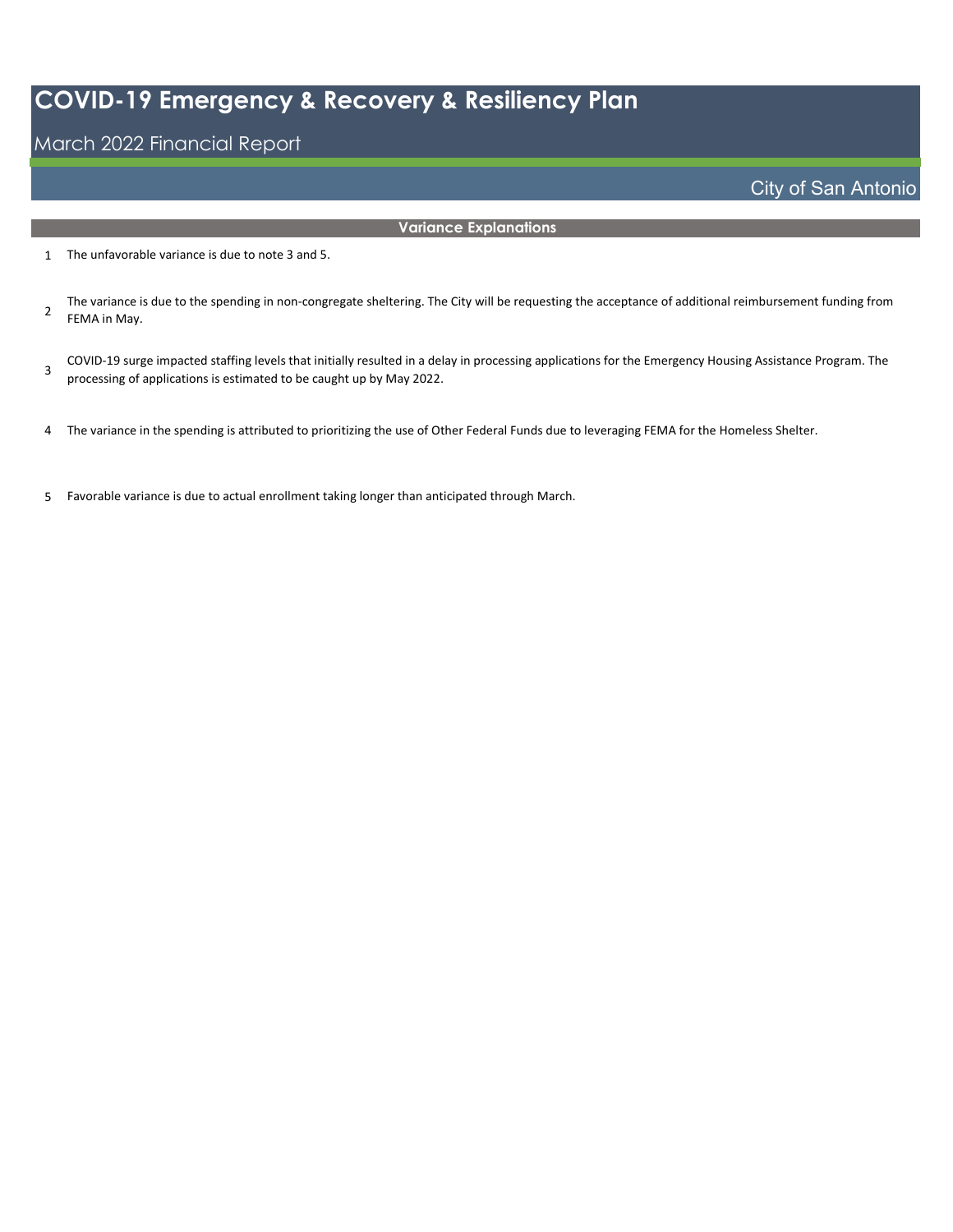# COVID-19 Emergency & Recovery & Resiliency Plan

March 2022 Financial Report

City of San Antonio

## Variance Explanations

1. The unfavorable variance is due to note 3 and 5.
2. The variance is due to the spending in non-congregate sheltering. The City will be requesting the acceptance of additional reimbursement funding from FEMA in May.
3. COVID-19 surge impacted staffing levels that initially resulted in a delay in processing applications for the Emergency Housing Assistance Program. The processing of applications is estimated to be caught up by May 2022.
4. The variance in the spending is attributed to prioritizing the use of Other Federal Funds due to leveraging FEMA for the Homeless Shelter.
5. Favorable variance is due to actual enrollment taking longer than anticipated through March.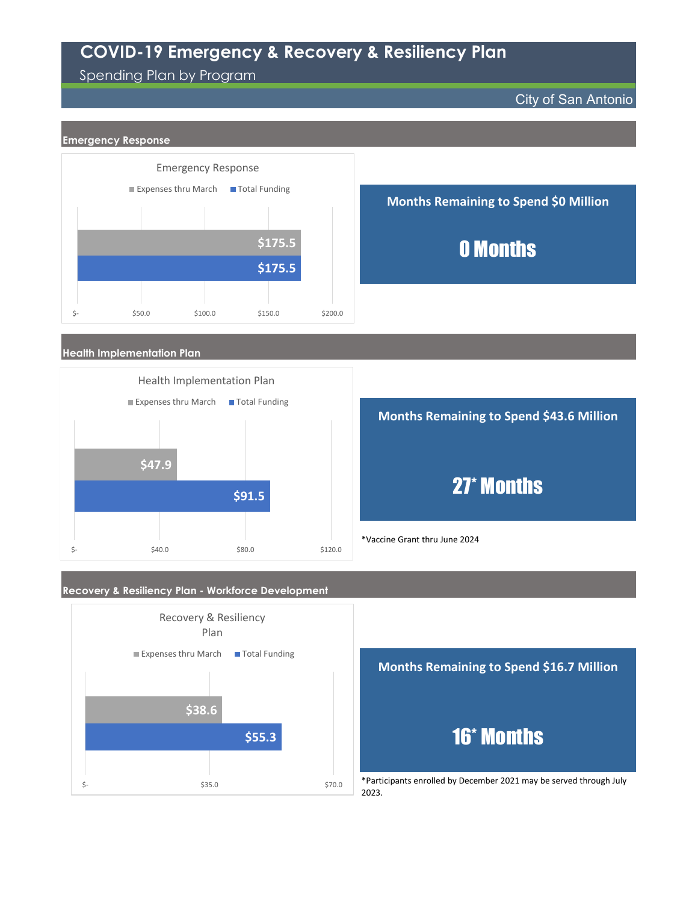# COVID-19 Emergency & Recovery & Resiliency Plan

Spending Plan by Program

City of San Antonio

## Emergency Response

**Emergency Response**

| | Expenses thru March | Total Funding |
|---|---|---|
| Emergency Response | $175.5 | $175.5 |

**Months Remaining to Spend $0 Million**

**0 Months**

## Health Implementation Plan

**Health Implementation Plan**

| | Expenses thru March | Total Funding |
|---|---|---|
| Health Implementation Plan | $47.9 | $91.5 |

**Months Remaining to Spend $43.6 Million**

**27* Months**

*Vaccine Grant thru June 2024

## Recovery & Resiliency Plan - Workforce Development

**Recovery & Resiliency Plan**

| | Expenses thru March | Total Funding |
|---|---|---|
| Recovery & Resiliency Plan | $38.6 | $55.3 |

**Months Remaining to Spend $16.7 Million**

**16* Months**

*Participants enrolled by December 2021 may be served through July 2023.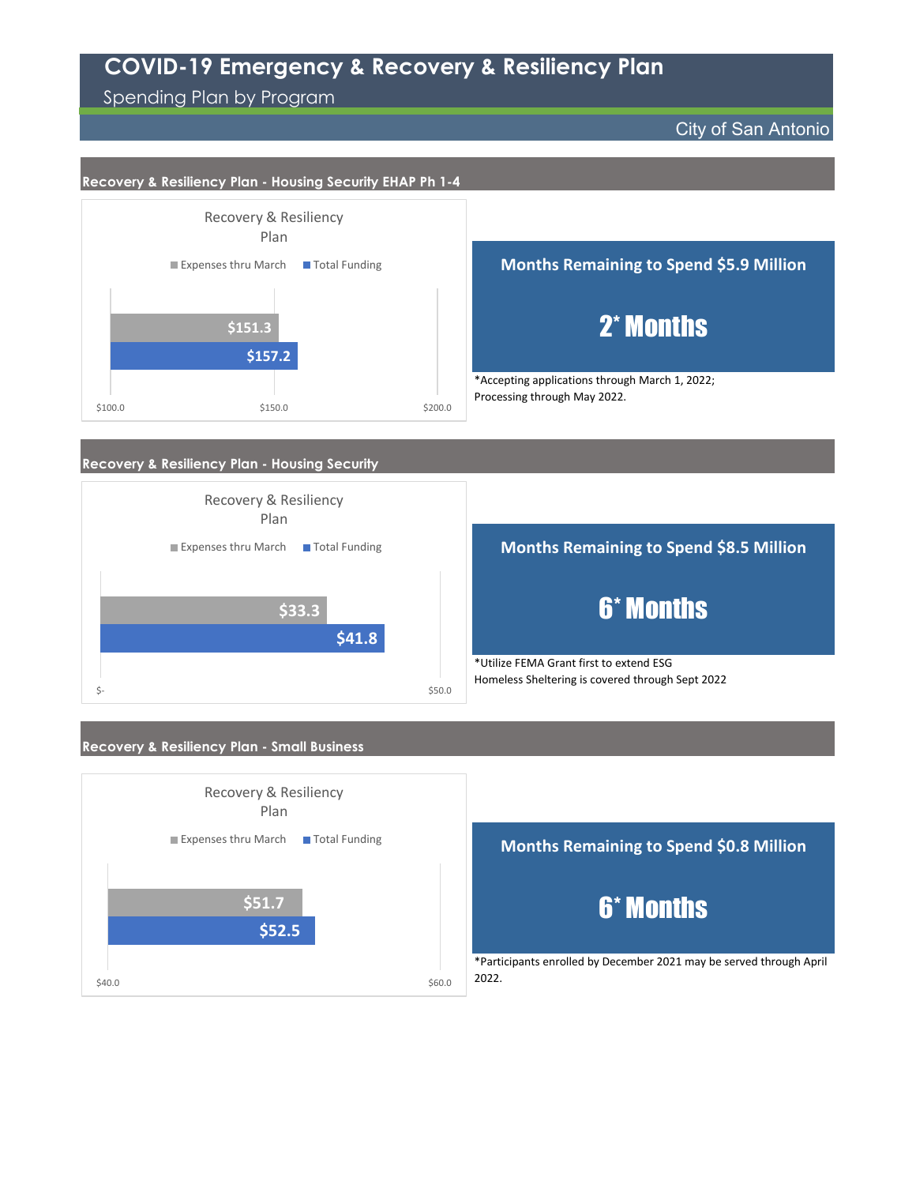# COVID-19 Emergency & Recovery & Resiliency Plan

Spending Plan by Program

City of San Antonio

## Recovery & Resiliency Plan - Housing Security EHAP Ph 1-4

Recovery & Resiliency Plan

| | Expenses thru March | Total Funding |
|---|---|---|
| Recovery & Resiliency Plan | $151.3 | $157.2 |

**Months Remaining to Spend $5.9 Million**

**2* Months**

*Accepting applications through March 1, 2022; Processing through May 2022.

## Recovery & Resiliency Plan - Housing Security

Recovery & Resiliency Plan

| | Expenses thru March | Total Funding |
|---|---|---|
| Recovery & Resiliency Plan | $33.3 | $41.8 |

**Months Remaining to Spend $8.5 Million**

**6* Months**

*Utilize FEMA Grant first to extend ESG Homeless Sheltering is covered through Sept 2022

## Recovery & Resiliency Plan - Small Business

Recovery & Resiliency Plan

| | Expenses thru March | Total Funding |
|---|---|---|
| Recovery & Resiliency Plan | $51.7 | $52.5 |

**Months Remaining to Spend $0.8 Million**

**6* Months**

*Participants enrolled by December 2021 may be served through April 2022.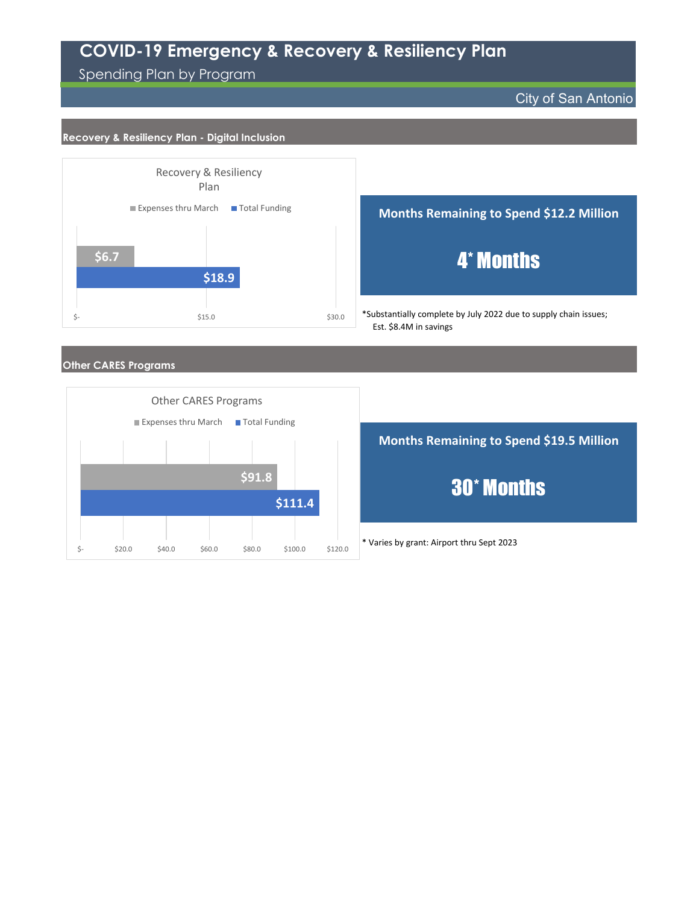# COVID-19 Emergency & Recovery & Resiliency Plan

Spending Plan by Program

City of San Antonio

## Recovery & Resiliency Plan - Digital Inclusion

**Recovery & Resiliency Plan**

| | Expenses thru March | Total Funding |
|---|---|---|
| Recovery & Resiliency Plan | $6.7 | $18.9 |

**Months Remaining to Spend $12.2 Million**

**4* Months**

*Substantially complete by July 2022 due to supply chain issues; Est. $8.4M in savings

## Other CARES Programs

**Other CARES Programs**

| | Expenses thru March | Total Funding |
|---|---|---|
| Other CARES Programs | $91.8 | $111.4 |

**Months Remaining to Spend $19.5 Million**

**30* Months**

* Varies by grant: Airport thru Sept 2023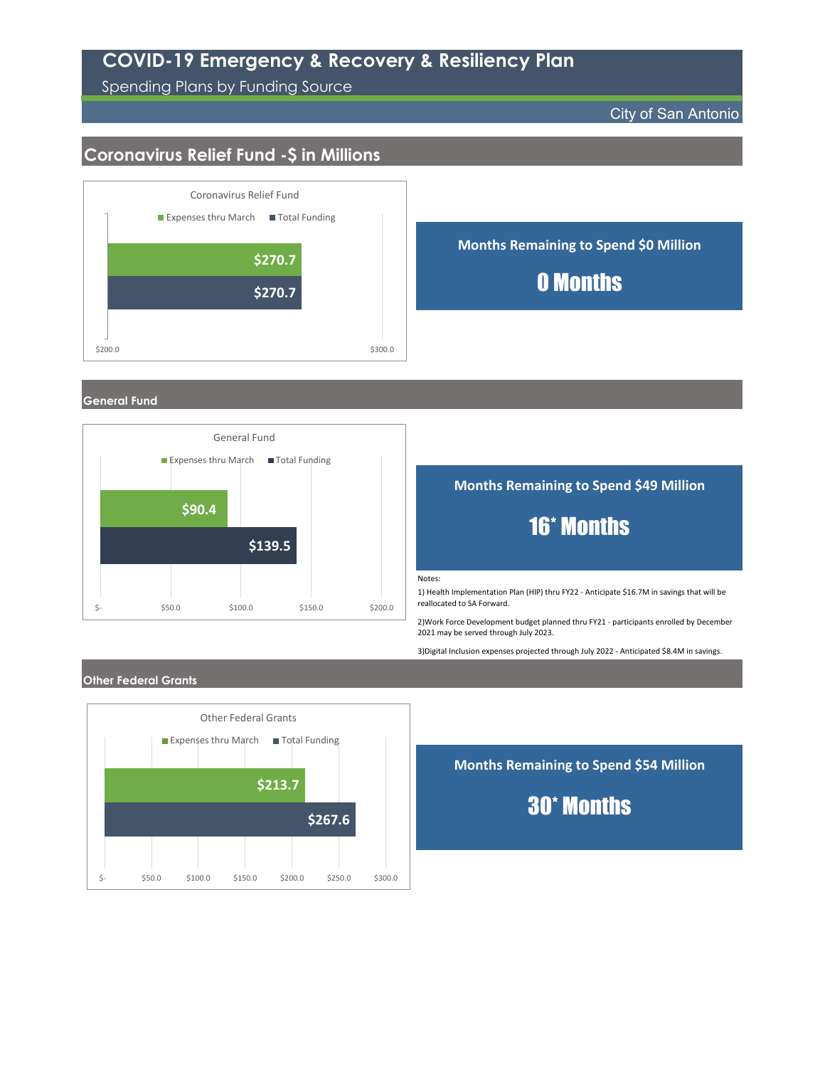# COVID-19 Emergency & Recovery & Resiliency Plan

Spending Plans by Funding Source

City of San Antonio

## Coronavirus Relief Fund -$ in Millions

Coronavirus Relief Fund

| | Expenses thru March | Total Funding |
|---|---|---|
| Coronavirus Relief Fund | $270.7 | $270.7 |

**Months Remaining to Spend $0 Million**

**0 Months**

## General Fund

General Fund

| | Expenses thru March | Total Funding |
|---|---|---|
| General Fund | $90.4 | $139.5 |

**Months Remaining to Spend $49 Million**

**16* Months**

Notes:

1) Health Implementation Plan (HIP) thru FY22 - Anticipate $16.7M in savings that will be reallocated to SA Forward.

2)Work Force Development budget planned thru FY21 - participants enrolled by December 2021 may be served through July 2023.

3)Digital Inclusion expenses projected through July 2022 - Anticipated $8.4M in savings.

## Other Federal Grants

Other Federal Grants

| | Expenses thru March | Total Funding |
|---|---|---|
| Other Federal Grants | $213.7 | $267.6 |

**Months Remaining to Spend $54 Million**

**30* Months**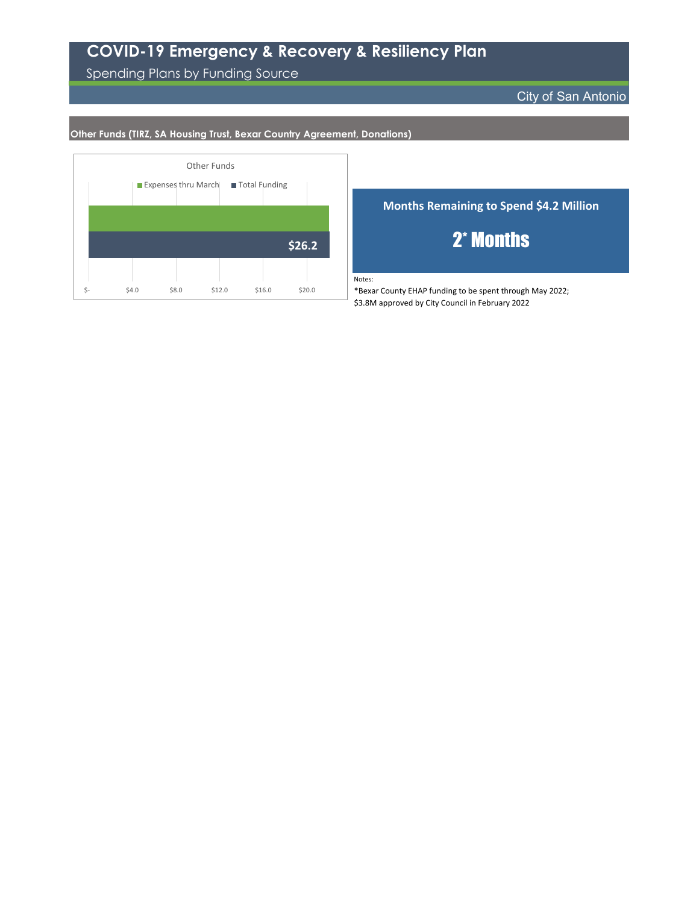# COVID-19 Emergency & Recovery & Resiliency Plan

Spending Plans by Funding Source

City of San Antonio

## Other Funds (TIRZ, SA Housing Trust, Bexar Country Agreement, Donations)

Other Funds

Expenses thru March
Total Funding

$26.2

$-
$4.0
$8.0
$12.0
$16.0
$20.0

**Months Remaining to Spend $4.2 Million**

**2* Months**

Notes:

*Bexar County EHAP funding to be spent through May 2022; $3.8M approved by City Council in February 2022